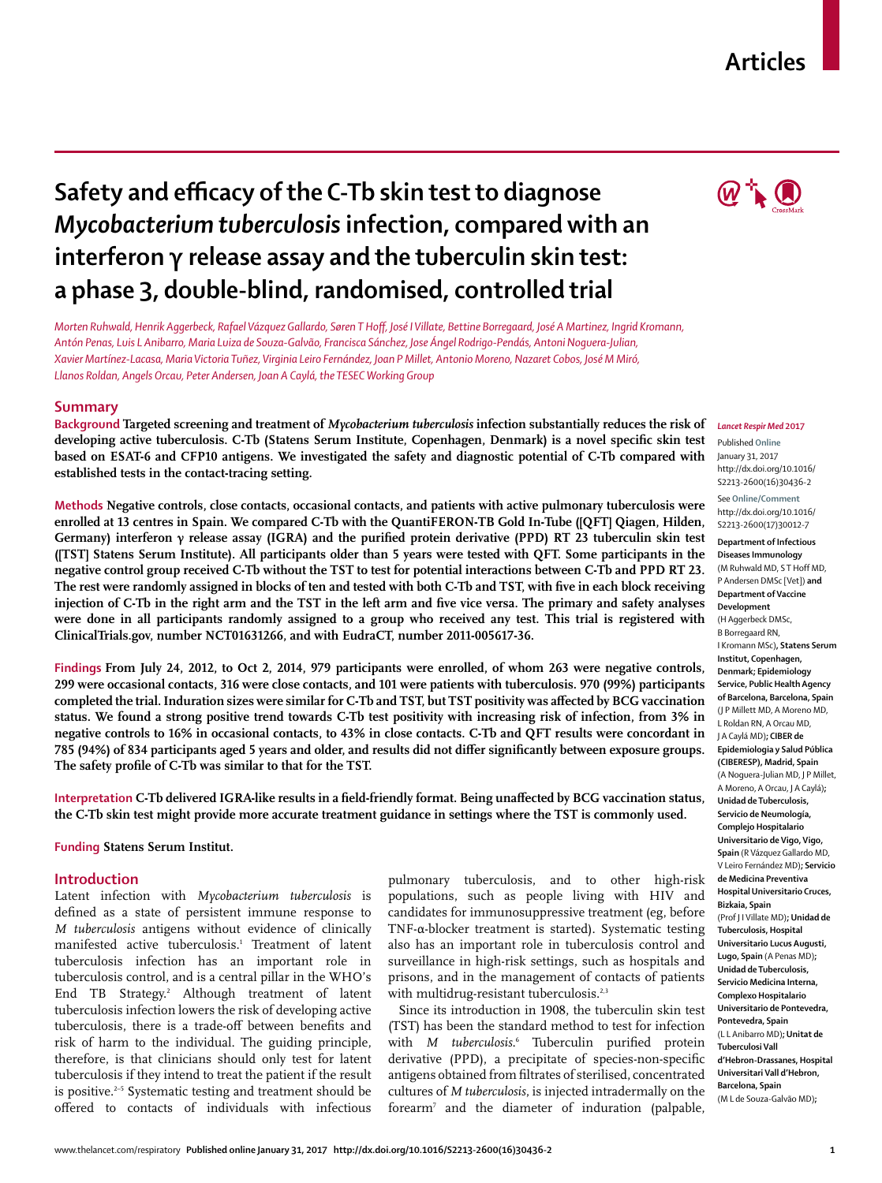# Safety and efficacy of the C-Tb skin test to diagnose *Mycobacterium tuberculosis* infection, compared with an interferon γ release assay and the tuberculin skin test: a phase 3, double-blind, randomised, controlled trial

*Morten Ruhwald, Henrik Aggerbeck, Rafael Vázquez Gallardo, Søren T Hoff, José I Villate, Bettine Borregaard, José A Martinez, Ingrid Kromann, Antón Penas, Luis L Anibarro, Maria Luiza de Souza-Galvão, Francisca Sánchez, Jose Ángel Rodrigo-Pendás, Antoni Noguera-Julian, Xavier Martínez-Lacasa, Maria Victoria Tuñez, Virginia Leiro Fernández, Joan P Millet, Antonio Moreno, Nazaret Cobos, José M Miró, Llanos Roldan, Angels Orcau, Peter Andersen, Joan A Caylá, the TESEC Working Group*

## Summary

**Background** Targeted screening and treatment of *Mycobacterium tuberculosis* infection substantially reduces the risk of developing active tuberculosis. C-Tb (Statens Serum Institute, Copenhagen, Denmark) is a novel specific skin test based on ESAT-6 and CFP10 antigens. We investigated the safety and diagnostic potential of C-Tb compared with established tests in the contact-tracing setting.

**Methods** Negative controls, close contacts, occasional contacts, and patients with active pulmonary tuberculosis were enrolled at 13 centres in Spain. We compared C-Tb with the QuantiFERON-TB Gold In-Tube ([QFT] Qiagen, Hilden, Germany) interferon γ release assay (IGRA) and the purified protein derivative (PPD) RT 23 tuberculin skin test ([TST] Statens Serum Institute). All participants older than 5 years were tested with QFT. Some participants in the negative control group received C-Tb without the TST to test for potential interactions between C-Tb and PPD RT 23. The rest were randomly assigned in blocks of ten and tested with both C-Tb and TST, with five in each block receiving injection of C-Tb in the right arm and the TST in the left arm and five vice versa. The primary and safety analyses were done in all participants randomly assigned to a group who received any test. This trial is registered with ClinicalTrials.gov, number NCT01631266, and with EudraCT, number 2011-005617-36.

**Findings** From July 24, 2012, to Oct 2, 2014, 979 participants were enrolled, of whom 263 were negative controls, 299 were occasional contacts, 316 were close contacts, and 101 were patients with tuberculosis. 970 (99%) participants completed the trial. Induration sizes were similar for C-Tb and TST, but TST positivity was affected by BCG vaccination status. We found a strong positive trend towards C-Tb test positivity with increasing risk of infection, from 3% in negative controls to 16% in occasional contacts, to 43% in close contacts. C-Tb and QFT results were concordant in 785 (94%) of 834 participants aged 5 years and older, and results did not differ significantly between exposure groups. The safety profile of C-Tb was similar to that for the TST.

**Interpretation** C-Tb delivered IGRA-like results in a field-friendly format. Being unaffected by BCG vaccination status, the C-Tb skin test might provide more accurate treatment guidance in settings where the TST is commonly used.

**Funding** Statens Serum Institut.

*Lancet Respir Med* 2017

Published Online January 31, 2017 http://dx.doi.org/10.1016/S2213-2600(16)30436-2

See Online/Comment http://dx.doi.org/10.1016/S2213-2600(17)30012-7

**Department of Infectious Diseases Immunology** (M Ruhwald MD, S T Hoff MD, P Andersen DMSc [Vet]) **and Department of Vaccine Development** (H Aggerbeck DMSc, B Borregaard RN, I Kromann MSc)**, Statens Serum Institut, Copenhagen, Denmark; Epidemiology Service, Public Health Agency of Barcelona, Barcelona, Spain** (J P Millett MD, A Moreno MD, L Roldan RN, A Orcau MD, J A Caylá MD)**; CIBER de Epidemiologia y Salud Pública (CIBERESP), Madrid, Spain** (A Noguera-Julian MD, J P Millet, A Moreno, A Orcau, J A Caylá)**; Unidad de Tuberculosis, Servicio de Neumología, Complejo Hospitalario Universitario de Vigo, Vigo, Spain** (R Vázquez Gallardo MD, V Leiro Fernández MD)**; Servicio de Medicina Preventiva Hospital Universitario Cruces, Bizkaia, Spain** (Prof J I Villate MD)**; Unidad de Tuberculosis, Hospital Universitario Lucus Augusti, Lugo, Spain** (A Penas MD)**; Unidad de Tuberculosis, Servicio Medicina Interna, Complexo Hospitalario Universitario de Pontevedra, Pontevedra, Spain** (L L Anibarro MD)**; Unitat de Tuberculosi Vall d'Hebron-Drassanes, Hospital Universitari Vall d'Hebron, Barcelona, Spain** (M L de Souza-Galvão MD)**;**

## Introduction

Latent infection with *Mycobacterium tuberculosis* is defined as a state of persistent immune response to *M tuberculosis* antigens without evidence of clinically manifested active tuberculosis.[1] Treatment of latent tuberculosis infection has an important role in tuberculosis control, and is a central pillar in the WHO's End TB Strategy.[2] Although treatment of latent tuberculosis infection lowers the risk of developing active tuberculosis, there is a trade-off between benefits and risk of harm to the individual. The guiding principle, therefore, is that clinicians should only test for latent tuberculosis if they intend to treat the patient if the result is positive.[2–5] Systematic testing and treatment should be offered to contacts of individuals with infectious pulmonary tuberculosis, and to other high-risk populations, such as people living with HIV and candidates for immunosuppressive treatment (eg, before TNF-α-blocker treatment is started). Systematic testing also has an important role in tuberculosis control and surveillance in high-risk settings, such as hospitals and prisons, and in the management of contacts of patients with multidrug-resistant tuberculosis.[2,3]

Since its introduction in 1908, the tuberculin skin test (TST) has been the standard method to test for infection with *M tuberculosis*.[6] Tuberculin purified protein derivative (PPD), a precipitate of species-non-specific antigens obtained from filtrates of sterilised, concentrated cultures of *M tuberculosis*, is injected intradermally on the forearm[7] and the diameter of induration (palpable,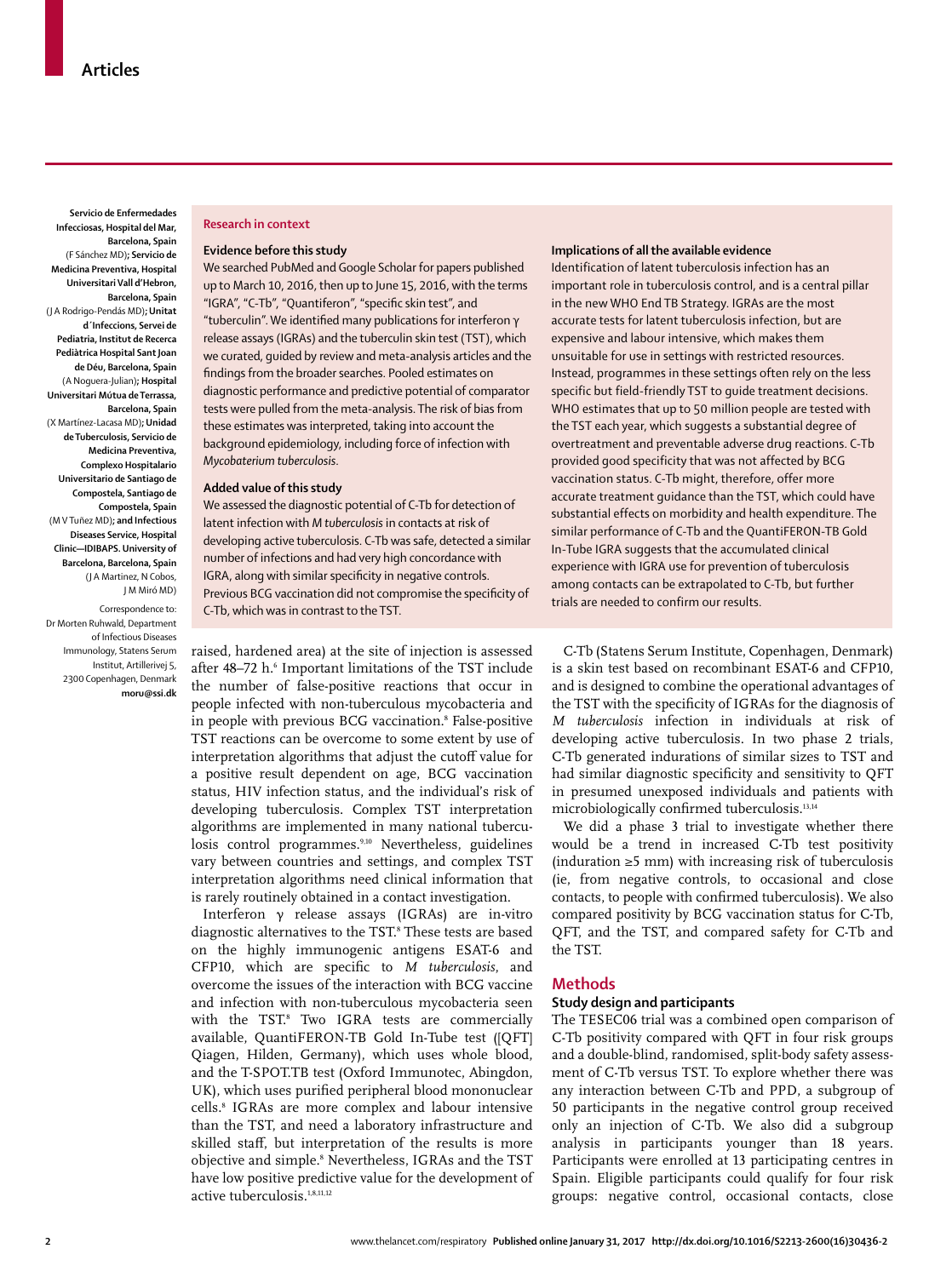Servicio de Enfermedades Infecciosas, Hospital del Mar, Barcelona, Spain (F Sánchez MD); Servicio de Medicina Preventiva, Hospital Universitari Vall d'Hebron, Barcelona, Spain (J A Rodrigo-Pendás MD); Unitat d´Infeccions, Servei de Pediatria, Institut de Recerca Pediàtrica Hospital Sant Joan de Déu, Barcelona, Spain (A Noguera-Julian); Hospital Universitari Mútua de Terrassa, Barcelona, Spain (X Martínez-Lacasa MD); Unidad de Tuberculosis, Servicio de Medicina Preventiva, Complexo Hospitalario Universitario de Santiago de Compostela, Santiago de Compostela, Spain (M V Tuñez MD); and Infectious Diseases Service, Hospital Clinic—IDIBAPS. University of Barcelona, Barcelona, Spain (J A Martinez, N Cobos, J M Miró MD)

Correspondence to: Dr Morten Ruhwald, Department of Infectious Diseases Immunology, Statens Serum Institut, Artillerivej 5, 2300 Copenhagen, Denmark **moru@ssi.dk**

**Research in context**

**Evidence before this study**

We searched PubMed and Google Scholar for papers published up to March 10, 2016, then up to June 15, 2016, with the terms "IGRA", "C-Tb", "Quantiferon", "specific skin test", and "tuberculin". We identified many publications for interferon γ release assays (IGRAs) and the tuberculin skin test (TST), which we curated, guided by review and meta-analysis articles and the findings from the broader searches. Pooled estimates on diagnostic performance and predictive potential of comparator tests were pulled from the meta-analysis. The risk of bias from these estimates was interpreted, taking into account the background epidemiology, including force of infection with *Mycobaterium tuberculosis*.

**Added value of this study**

We assessed the diagnostic potential of C-Tb for detection of latent infection with *M tuberculosis* in contacts at risk of developing active tuberculosis. C-Tb was safe, detected a similar number of infections and had very high concordance with IGRA, along with similar specificity in negative controls. Previous BCG vaccination did not compromise the specificity of C-Tb, which was in contrast to the TST.

**Implications of all the available evidence**

Identification of latent tuberculosis infection has an important role in tuberculosis control, and is a central pillar in the new WHO End TB Strategy. IGRAs are the most accurate tests for latent tuberculosis infection, but are expensive and labour intensive, which makes them unsuitable for use in settings with restricted resources. Instead, programmes in these settings often rely on the less specific but field-friendly TST to guide treatment decisions. WHO estimates that up to 50 million people are tested with the TST each year, which suggests a substantial degree of overtreatment and preventable adverse drug reactions. C-Tb provided good specificity that was not affected by BCG vaccination status. C-Tb might, therefore, offer more accurate treatment guidance than the TST, which could have substantial effects on morbidity and health expenditure. The similar performance of C-Tb and the QuantiFERON-TB Gold In-Tube IGRA suggests that the accumulated clinical experience with IGRA use for prevention of tuberculosis among contacts can be extrapolated to C-Tb, but further trials are needed to confirm our results.

raised, hardened area) at the site of injection is assessed after 48–72 h.[6] Important limitations of the TST include the number of false-positive reactions that occur in people infected with non-tuberculous mycobacteria and in people with previous BCG vaccination.[8] False-positive TST reactions can be overcome to some extent by use of interpretation algorithms that adjust the cutoff value for a positive result dependent on age, BCG vaccination status, HIV infection status, and the individual's risk of developing tuberculosis. Complex TST interpretation algorithms are implemented in many national tuberculosis control programmes.[9,10] Nevertheless, guidelines vary between countries and settings, and complex TST interpretation algorithms need clinical information that is rarely routinely obtained in a contact investigation.

Interferon γ release assays (IGRAs) are in-vitro diagnostic alternatives to the TST.[8] These tests are based on the highly immunogenic antigens ESAT-6 and CFP10, which are specific to *M tuberculosis*, and overcome the issues of the interaction with BCG vaccine and infection with non-tuberculous mycobacteria seen with the TST.[8] Two IGRA tests are commercially available, QuantiFERON-TB Gold In-Tube test ([QFT] Qiagen, Hilden, Germany), which uses whole blood, and the T-SPOT.TB test (Oxford Immunotec, Abingdon, UK), which uses purified peripheral blood mononuclear cells.[8] IGRAs are more complex and labour intensive than the TST, and need a laboratory infrastructure and skilled staff, but interpretation of the results is more objective and simple.[8] Nevertheless, IGRAs and the TST have low positive predictive value for the development of active tuberculosis.[1,8,11,12]

C-Tb (Statens Serum Institute, Copenhagen, Denmark) is a skin test based on recombinant ESAT-6 and CFP10, and is designed to combine the operational advantages of the TST with the specificity of IGRAs for the diagnosis of *M tuberculosis* infection in individuals at risk of developing active tuberculosis. In two phase 2 trials, C-Tb generated indurations of similar sizes to TST and had similar diagnostic specificity and sensitivity to QFT in presumed unexposed individuals and patients with microbiologically confirmed tuberculosis.[13,14]

We did a phase 3 trial to investigate whether there would be a trend in increased C-Tb test positivity (induration ≥5 mm) with increasing risk of tuberculosis (ie, from negative controls, to occasional and close contacts, to people with confirmed tuberculosis). We also compared positivity by BCG vaccination status for C-Tb, QFT, and the TST, and compared safety for C-Tb and the TST.

## Methods

### Study design and participants

The TESEC06 trial was a combined open comparison of C-Tb positivity compared with QFT in four risk groups and a double-blind, randomised, split-body safety assessment of C-Tb versus TST. To explore whether there was any interaction between C-Tb and PPD, a subgroup of 50 participants in the negative control group received only an injection of C-Tb. We also did a subgroup analysis in participants younger than 18 years. Participants were enrolled at 13 participating centres in Spain. Eligible participants could qualify for four risk groups: negative control, occasional contacts, close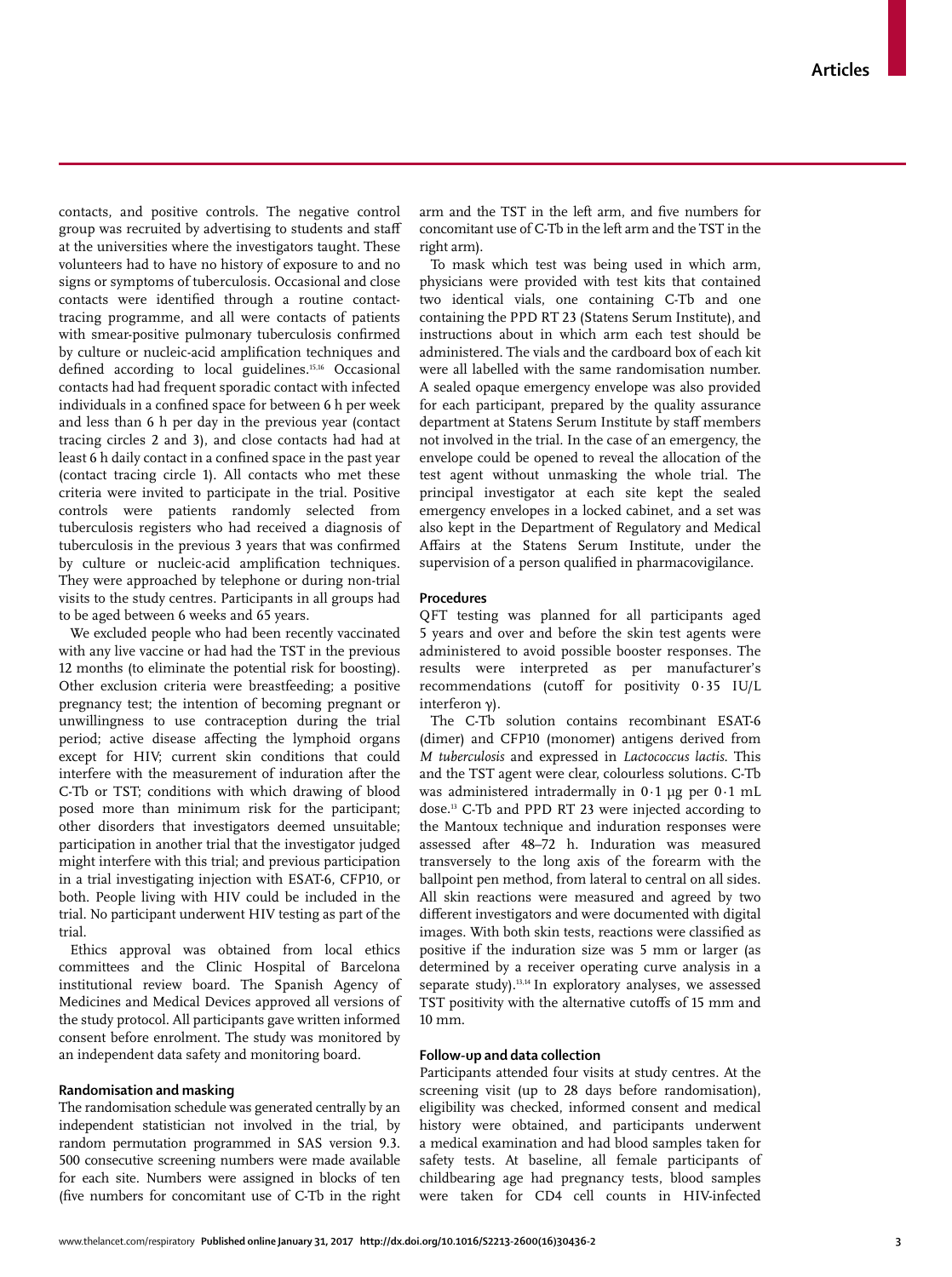contacts, and positive controls. The negative control group was recruited by advertising to students and staff at the universities where the investigators taught. These volunteers had to have no history of exposure to and no signs or symptoms of tuberculosis. Occasional and close contacts were identified through a routine contact-tracing programme, and all were contacts of patients with smear-positive pulmonary tuberculosis confirmed by culture or nucleic-acid amplification techniques and defined according to local guidelines.[15,16] Occasional contacts had had frequent sporadic contact with infected individuals in a confined space for between 6 h per week and less than 6 h per day in the previous year (contact tracing circles 2 and 3), and close contacts had had at least 6 h daily contact in a confined space in the past year (contact tracing circle 1). All contacts who met these criteria were invited to participate in the trial. Positive controls were patients randomly selected from tuberculosis registers who had received a diagnosis of tuberculosis in the previous 3 years that was confirmed by culture or nucleic-acid amplification techniques. They were approached by telephone or during non-trial visits to the study centres. Participants in all groups had to be aged between 6 weeks and 65 years.

We excluded people who had been recently vaccinated with any live vaccine or had had the TST in the previous 12 months (to eliminate the potential risk for boosting). Other exclusion criteria were breastfeeding; a positive pregnancy test; the intention of becoming pregnant or unwillingness to use contraception during the trial period; active disease affecting the lymphoid organs except for HIV; current skin conditions that could interfere with the measurement of induration after the C-Tb or TST; conditions with which drawing of blood posed more than minimum risk for the participant; other disorders that investigators deemed unsuitable; participation in another trial that the investigator judged might interfere with this trial; and previous participation in a trial investigating injection with ESAT-6, CFP10, or both. People living with HIV could be included in the trial. No participant underwent HIV testing as part of the trial.

Ethics approval was obtained from local ethics committees and the Clinic Hospital of Barcelona institutional review board. The Spanish Agency of Medicines and Medical Devices approved all versions of the study protocol. All participants gave written informed consent before enrolment. The study was monitored by an independent data safety and monitoring board.

### Randomisation and masking

The randomisation schedule was generated centrally by an independent statistician not involved in the trial, by random permutation programmed in SAS version 9.3. 500 consecutive screening numbers were made available for each site. Numbers were assigned in blocks of ten (five numbers for concomitant use of C-Tb in the right arm and the TST in the left arm, and five numbers for concomitant use of C-Tb in the left arm and the TST in the right arm).

To mask which test was being used in which arm, physicians were provided with test kits that contained two identical vials, one containing C-Tb and one containing the PPD RT 23 (Statens Serum Institute), and instructions about in which arm each test should be administered. The vials and the cardboard box of each kit were all labelled with the same randomisation number. A sealed opaque emergency envelope was also provided for each participant, prepared by the quality assurance department at Statens Serum Institute by staff members not involved in the trial. In the case of an emergency, the envelope could be opened to reveal the allocation of the test agent without unmasking the whole trial. The principal investigator at each site kept the sealed emergency envelopes in a locked cabinet, and a set was also kept in the Department of Regulatory and Medical Affairs at the Statens Serum Institute, under the supervision of a person qualified in pharmacovigilance.

### Procedures

QFT testing was planned for all participants aged 5 years and over and before the skin test agents were administered to avoid possible booster responses. The results were interpreted as per manufacturer's recommendations (cutoff for positivity 0·35 IU/L interferon γ).

The C-Tb solution contains recombinant ESAT-6 (dimer) and CFP10 (monomer) antigens derived from *M tuberculosis* and expressed in *Lactococcus lactis*. This and the TST agent were clear, colourless solutions. C-Tb was administered intradermally in 0·1 μg per 0·1 mL dose.[13] C-Tb and PPD RT 23 were injected according to the Mantoux technique and induration responses were assessed after 48–72 h. Induration was measured transversely to the long axis of the forearm with the ballpoint pen method, from lateral to central on all sides. All skin reactions were measured and agreed by two different investigators and were documented with digital images. With both skin tests, reactions were classified as positive if the induration size was 5 mm or larger (as determined by a receiver operating curve analysis in a separate study).[13,14] In exploratory analyses, we assessed TST positivity with the alternative cutoffs of 15 mm and 10 mm.

### Follow-up and data collection

Participants attended four visits at study centres. At the screening visit (up to 28 days before randomisation), eligibility was checked, informed consent and medical history were obtained, and participants underwent a medical examination and had blood samples taken for safety tests. At baseline, all female participants of childbearing age had pregnancy tests, blood samples were taken for CD4 cell counts in HIV-infected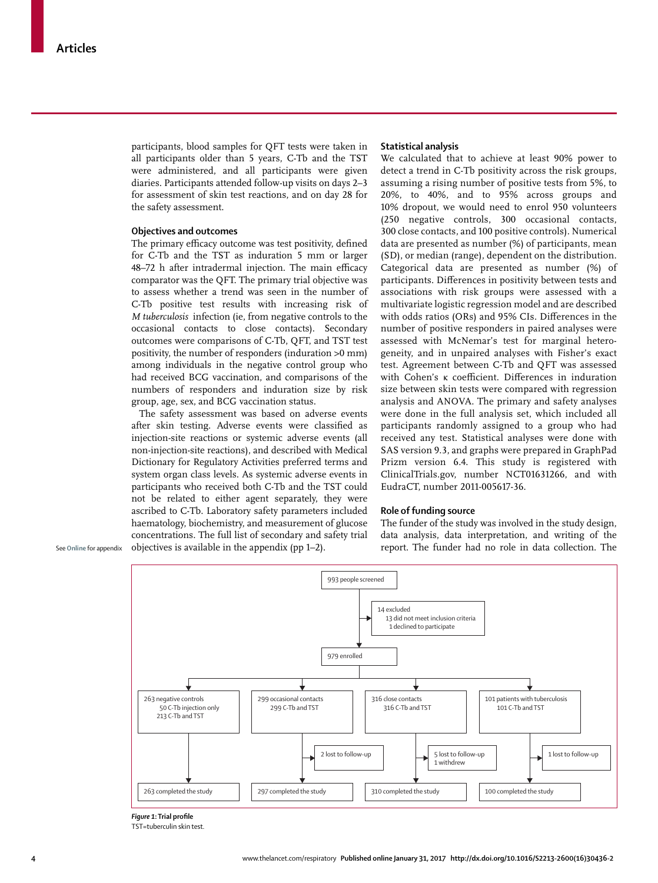participants, blood samples for QFT tests were taken in all participants older than 5 years, C-Tb and the TST were administered, and all participants were given diaries. Participants attended follow-up visits on days 2–3 for assessment of skin test reactions, and on day 28 for the safety assessment.

### Objectives and outcomes

The primary efficacy outcome was test positivity, defined for C-Tb and the TST as induration 5 mm or larger 48–72 h after intradermal injection. The main efficacy comparator was the QFT. The primary trial objective was to assess whether a trend was seen in the number of C-Tb positive test results with increasing risk of *M tuberculosis* infection (ie, from negative controls to the occasional contacts to close contacts). Secondary outcomes were comparisons of C-Tb, QFT, and TST test positivity, the number of responders (induration >0 mm) among individuals in the negative control group who had received BCG vaccination, and comparisons of the numbers of responders and induration size by risk group, age, sex, and BCG vaccination status.

The safety assessment was based on adverse events after skin testing. Adverse events were classified as injection-site reactions or systemic adverse events (all non-injection-site reactions), and described with Medical Dictionary for Regulatory Activities preferred terms and system organ class levels. As systemic adverse events in participants who received both C-Tb and the TST could not be related to either agent separately, they were ascribed to C-Tb. Laboratory safety parameters included haematology, biochemistry, and measurement of glucose concentrations. The full list of secondary and safety trial objectives is available in the appendix (pp 1–2).

See Online for appendix

### Statistical analysis

We calculated that to achieve at least 90% power to detect a trend in C-Tb positivity across the risk groups, assuming a rising number of positive tests from 5%, to 20%, to 40%, and to 95% across groups and 10% dropout, we would need to enrol 950 volunteers (250 negative controls, 300 occasional contacts, 300 close contacts, and 100 positive controls). Numerical data are presented as number (%) of participants, mean (SD), or median (range), dependent on the distribution. Categorical data are presented as number (%) of participants. Differences in positivity between tests and associations with risk groups were assessed with a multivariate logistic regression model and are described with odds ratios (ORs) and 95% CIs. Differences in the number of positive responders in paired analyses were assessed with McNemar's test for marginal heterogeneity, and in unpaired analyses with Fisher's exact test. Agreement between C-Tb and QFT was assessed with Cohen's κ coefficient. Differences in induration size between skin tests were compared with regression analysis and ANOVA. The primary and safety analyses were done in the full analysis set, which included all participants randomly assigned to a group who had received any test. Statistical analyses were done with SAS version 9.3, and graphs were prepared in GraphPad Prizm version 6.4. This study is registered with ClinicalTrials.gov, number NCT01631266, and with EudraCT, number 2011-005617-36.

### Role of funding source

The funder of the study was involved in the study design, data analysis, data interpretation, and writing of the report. The funder had no role in data collection. The

993 people screened

14 excluded
- 13 did not meet inclusion criteria
- 1 declined to participate

979 enrolled

| 263 negative controls<br>50 C-Tb injection only<br>213 C-Tb and TST | 299 occasional contacts<br>299 C-Tb and TST | 316 close contacts<br>316 C-Tb and TST | 101 patients with tuberculosis<br>101 C-Tb and TST |
|---|---|---|---|
| | 2 lost to follow-up | 5 lost to follow-up<br>1 withdrew | 1 lost to follow-up |
| 263 completed the study | 297 completed the study | 310 completed the study | 100 completed the study |

***Figure 1*: Trial profile**
TST=tuberculin skin test.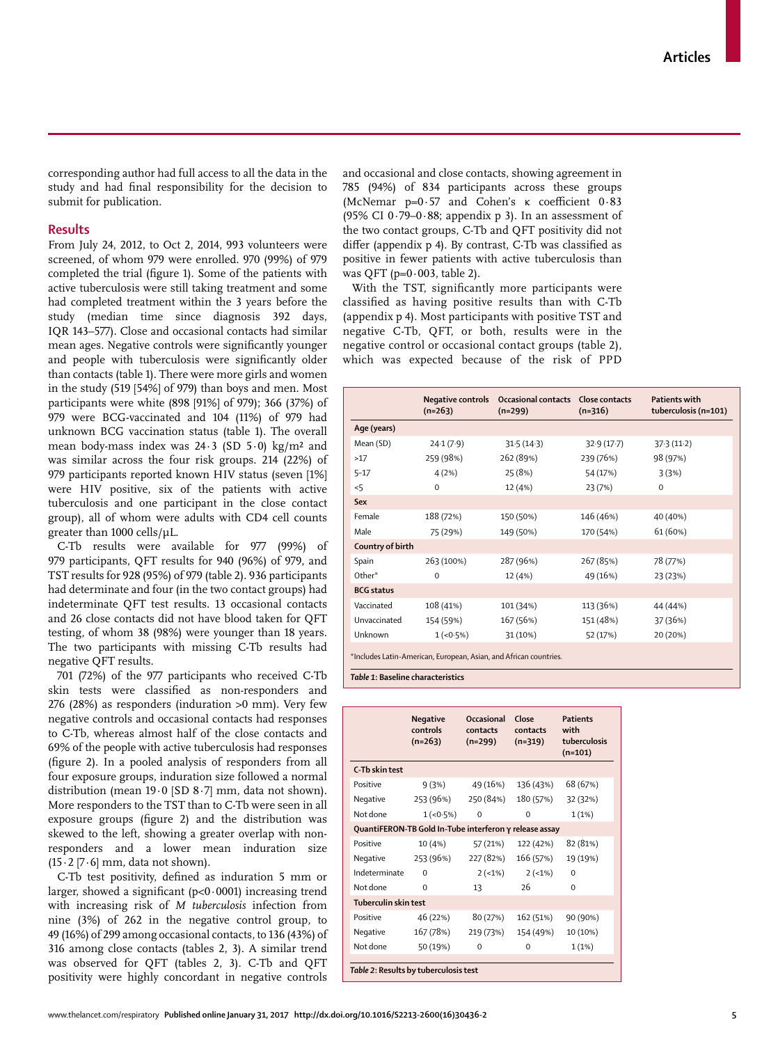corresponding author had full access to all the data in the study and had final responsibility for the decision to submit for publication.

## Results

From July 24, 2012, to Oct 2, 2014, 993 volunteers were screened, of whom 979 were enrolled. 970 (99%) of 979 completed the trial (figure 1). Some of the patients with active tuberculosis were still taking treatment and some had completed treatment within the 3 years before the study (median time since diagnosis 392 days, IQR 143–577). Close and occasional contacts had similar mean ages. Negative controls were significantly younger and people with tuberculosis were significantly older than contacts (table 1). There were more girls and women in the study (519 [54%] of 979) than boys and men. Most participants were white (898 [91%] of 979); 366 (37%) of 979 were BCG-vaccinated and 104 (11%) of 979 had unknown BCG vaccination status (table 1). The overall mean body-mass index was 24·3 (SD 5·0) kg/m² and was similar across the four risk groups. 214 (22%) of 979 participants reported known HIV status (seven [1%] were HIV positive, six of the patients with active tuberculosis and one participant in the close contact group), all of whom were adults with CD4 cell counts greater than 1000 cells/μL.

C-Tb results were available for 977 (99%) of 979 participants, QFT results for 940 (96%) of 979, and TST results for 928 (95%) of 979 (table 2). 936 participants had determinate and four (in the two contact groups) had indeterminate QFT test results. 13 occasional contacts and 26 close contacts did not have blood taken for QFT testing, of whom 38 (98%) were younger than 18 years. The two participants with missing C-Tb results had negative QFT results.

701 (72%) of the 977 participants who received C-Tb skin tests were classified as non-responders and 276 (28%) as responders (induration >0 mm). Very few negative controls and occasional contacts had responses to C-Tb, whereas almost half of the close contacts and 69% of the people with active tuberculosis had responses (figure 2). In a pooled analysis of responders from all four exposure groups, induration size followed a normal distribution (mean 19·0 [SD 8·7] mm, data not shown). More responders to the TST than to C-Tb were seen in all exposure groups (figure 2) and the distribution was skewed to the left, showing a greater overlap with non-responders and a lower mean induration size (15·2 [7·6] mm, data not shown).

C-Tb test positivity, defined as induration 5 mm or larger, showed a significant (p<0·0001) increasing trend with increasing risk of *M tuberculosis* infection from nine (3%) of 262 in the negative control group, to 49 (16%) of 299 among occasional contacts, to 136 (43%) of 316 among close contacts (tables 2, 3). A similar trend was observed for QFT (tables 2, 3). C-Tb and QFT positivity were highly concordant in negative controls and occasional and close contacts, showing agreement in 785 (94%) of 834 participants across these groups (McNemar p=0·57 and Cohen's κ coefficient 0·83 (95% CI 0·79–0·88; appendix p 3). In an assessment of the two contact groups, C-Tb and QFT positivity did not differ (appendix p 4). By contrast, C-Tb was classified as positive in fewer patients with active tuberculosis than was QFT (p=0·003, table 2).

With the TST, significantly more participants were classified as having positive results than with C-Tb (appendix p 4). Most participants with positive TST and negative C-Tb, QFT, or both, results were in the negative control or occasional contact groups (table 2), which was expected because of the risk of PPD

| | Negative controls (n=263) | Occasional contacts (n=299) | Close contacts (n=316) | Patients with tuberculosis (n=101) |
|---|---|---|---|---|
| **Age (years)** | | | | |
| Mean (SD) | 24·1 (7·9) | 31·5 (14·3) | 32·9 (17·7) | 37·3 (11·2) |
| >17 | 259 (98%) | 262 (89%) | 239 (76%) | 98 (97%) |
| 5–17 | 4 (2%) | 25 (8%) | 54 (17%) | 3 (3%) |
| <5 | 0 | 12 (4%) | 23 (7%) | 0 |
| **Sex** | | | | |
| Female | 188 (72%) | 150 (50%) | 146 (46%) | 40 (40%) |
| Male | 75 (29%) | 149 (50%) | 170 (54%) | 61 (60%) |
| **Country of birth** | | | | |
| Spain | 263 (100%) | 287 (96%) | 267 (85%) | 78 (77%) |
| Other* | 0 | 12 (4%) | 49 (16%) | 23 (23%) |
| **BCG status** | | | | |
| Vaccinated | 108 (41%) | 101 (34%) | 113 (36%) | 44 (44%) |
| Unvaccinated | 154 (59%) | 167 (56%) | 151 (48%) | 37 (36%) |
| Unknown | 1 (<0·5%) | 31 (10%) | 52 (17%) | 20 (20%) |

*Includes Latin-American, European, Asian, and African countries.

*Table 1*: Baseline characteristics

| | Negative controls (n=263) | Occasional contacts (n=299) | Close contacts (n=319) | Patients with tuberculosis (n=101) |
|---|---|---|---|---|
| **C-Tb skin test** | | | | |
| Positive | 9 (3%) | 49 (16%) | 136 (43%) | 68 (67%) |
| Negative | 253 (96%) | 250 (84%) | 180 (57%) | 32 (32%) |
| Not done | 1 (<0·5%) | 0 | 0 | 1 (1%) |
| **QuantiFERON-TB Gold In-Tube interferon γ release assay** | | | | |
| Positive | 10 (4%) | 57 (21%) | 122 (42%) | 82 (81%) |
| Negative | 253 (96%) | 227 (82%) | 166 (57%) | 19 (19%) |
| Indeterminate | 0 | 2 (<1%) | 2 (<1%) | 0 |
| Not done | 0 | 13 | 26 | 0 |
| **Tuberculin skin test** | | | | |
| Positive | 46 (22%) | 80 (27%) | 162 (51%) | 90 (90%) |
| Negative | 167 (78%) | 219 (73%) | 154 (49%) | 10 (10%) |
| Not done | 50 (19%) | 0 | 0 | 1 (1%) |

*Table 2*: Results by tuberculosis test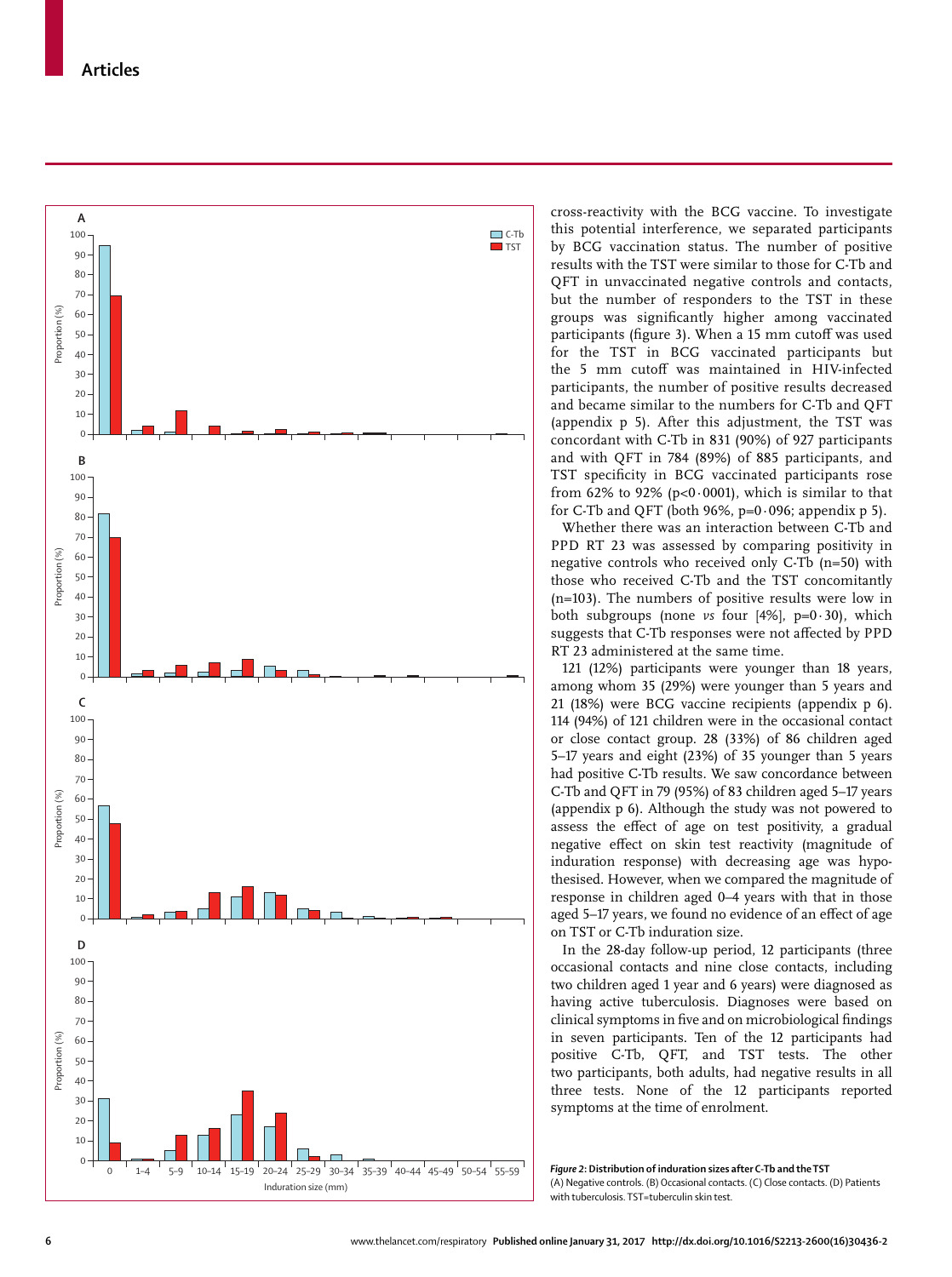cross-reactivity with the BCG vaccine. To investigate this potential interference, we separated participants by BCG vaccination status. The number of positive results with the TST were similar to those for C-Tb and QFT in unvaccinated negative controls and contacts, but the number of responders to the TST in these groups was significantly higher among vaccinated participants (figure 3). When a 15 mm cutoff was used for the TST in BCG vaccinated participants but the 5 mm cutoff was maintained in HIV-infected participants, the number of positive results decreased and became similar to the numbers for C-Tb and QFT (appendix p 5). After this adjustment, the TST was concordant with C-Tb in 831 (90%) of 927 participants and with QFT in 784 (89%) of 885 participants, and TST specificity in BCG vaccinated participants rose from 62% to 92% ($p<0·0001$), which is similar to that for C-Tb and QFT (both 96%, $p=0·096$; appendix p 5).

Whether there was an interaction between C-Tb and PPD RT 23 was assessed by comparing positivity in negative controls who received only C-Tb (n=50) with those who received C-Tb and the TST concomitantly (n=103). The numbers of positive results were low in both subgroups (none *vs* four [4%], $p=0·30$), which suggests that C-Tb responses were not affected by PPD RT 23 administered at the same time.

121 (12%) participants were younger than 18 years, among whom 35 (29%) were younger than 5 years and 21 (18%) were BCG vaccine recipients (appendix p 6). 114 (94%) of 121 children were in the occasional contact or close contact group. 28 (33%) of 86 children aged 5–17 years and eight (23%) of 35 younger than 5 years had positive C-Tb results. We saw concordance between C-Tb and QFT in 79 (95%) of 83 children aged 5–17 years (appendix p 6). Although the study was not powered to assess the effect of age on test positivity, a gradual negative effect on skin test reactivity (magnitude of induration response) with decreasing age was hypothesised. However, when we compared the magnitude of response in children aged 0–4 years with that in those aged 5–17 years, we found no evidence of an effect of age on TST or C-Tb induration size.

In the 28-day follow-up period, 12 participants (three occasional contacts and nine close contacts, including two children aged 1 year and 6 years) were diagnosed as having active tuberculosis. Diagnoses were based on clinical symptoms in five and on microbiological findings in seven participants. Ten of the 12 participants had positive C-Tb, QFT, and TST tests. The other two participants, both adults, had negative results in all three tests. None of the 12 participants reported symptoms at the time of enrolment.

***Figure 2:* Distribution of induration sizes after C-Tb and the TST**
(A) Negative controls. (B) Occasional contacts. (C) Close contacts. (D) Patients with tuberculosis. TST=tuberculin skin test.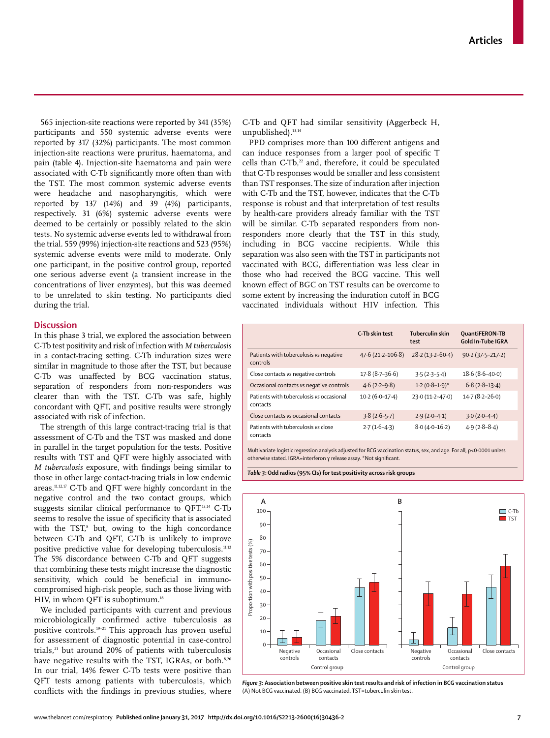565 injection-site reactions were reported by 341 (35%) participants and 550 systemic adverse events were reported by 317 (32%) participants. The most common injection-site reactions were pruritus, haematoma, and pain (table 4). Injection-site haematoma and pain were associated with C-Tb significantly more often than with the TST. The most common systemic adverse events were headache and nasopharyngitis, which were reported by 137 (14%) and 39 (4%) participants, respectively. 31 (6%) systemic adverse events were deemed to be certainly or possibly related to the skin tests. No systemic adverse events led to withdrawal from the trial. 559 (99%) injection-site reactions and 523 (95%) systemic adverse events were mild to moderate. Only one participant, in the positive control group, reported one serious adverse event (a transient increase in the concentrations of liver enzymes), but this was deemed to be unrelated to skin testing. No participants died during the trial.

## Discussion

In this phase 3 trial, we explored the association between C-Tb test positivity and risk of infection with *M tuberculosis* in a contact-tracing setting. C-Tb induration sizes were similar in magnitude to those after the TST, but because C-Tb was unaffected by BCG vaccination status, separation of responders from non-responders was clearer than with the TST. C-Tb was safe, highly concordant with QFT, and positive results were strongly associated with risk of infection.

The strength of this large contract-tracing trial is that assessment of C-Tb and the TST was masked and done in parallel in the target population for the tests. Positive results with TST and QFT were highly associated with *M tuberculosis* exposure, with findings being similar to those in other large contact-tracing trials in low endemic areas.[11,12,17] C-Tb and QFT were highly concordant in the negative control and the two contact groups, which suggests similar clinical performance to QFT.[13,14] C-Tb seems to resolve the issue of specificity that is associated with the TST,[8] but, owing to the high concordance between C-Tb and QFT, C-Tb is unlikely to improve positive predictive value for developing tuberculosis.[11,12] The 5% discordance between C-Tb and QFT suggests that combining these tests might increase the diagnostic sensitivity, which could be beneficial in immunocompromised high-risk people, such as those living with HIV, in whom QFT is suboptimum.[18]

We included participants with current and previous microbiologically confirmed active tuberculosis as positive controls.[19–21] This approach has proven useful for assessment of diagnostic potential in case-control trials,[21] but around 20% of patients with tuberculosis have negative results with the TST, IGRAs, or both.[8,20] In our trial, 14% fewer C-Tb tests were positive than QFT tests among patients with tuberculosis, which conflicts with the findings in previous studies, where C-Tb and QFT had similar sensitivity (Aggerbeck H, unpublished).[13,14]

PPD comprises more than 100 different antigens and can induce responses from a larger pool of specific T cells than C-Tb,[22] and, therefore, it could be speculated that C-Tb responses would be smaller and less consistent than TST responses. The size of induration after injection with C-Tb and the TST, however, indicates that the C-Tb response is robust and that interpretation of test results by health-care providers already familiar with the TST will be similar. C-Tb separated responders from non-responders more clearly that the TST in this study, including in BCG vaccine recipients. While this separation was also seen with the TST in participants not vaccinated with BCG, differentiation was less clear in those who had received the BCG vaccine. This well known effect of BGC on TST results can be overcome to some extent by increasing the induration cutoff in BCG vaccinated individuals without HIV infection. This

| | C-Tb skin test | Tuberculin skin test | QuantiFERON-TB Gold In-Tube IGRA |
|---|---|---|---|
| Patients with tuberculosis *vs* negative controls | 47·6 (21·2–106·8) | 28·2 (13·2–60·4) | 90·2 (37·5–217·2) |
| Close contacts *vs* negative controls | 17·8 (8·7–36·6) | 3·5 (2·3–5·4) | 18·6 (8·6–40·0) |
| Occasional contacts *vs* negative controls | 4·6 (2·2–9·8) | 1·2 (0·8–1·9)* | 6·8 (2·8–13·4) |
| Patients with tuberculosis *vs* occasional contacts | 10·2 (6·0–17·4) | 23·0 (11·2–47·0) | 14·7 (8·2–26·0) |
| Close contacts *vs* occasional contacts | 3·8 (2·6–5·7) | 2·9 (2·0–4·1) | 3·0 (2·0–4·4) |
| Patients with tuberculosis *vs* close contacts | 2·7 (1·6–4·3) | 8·0 (4·0–16·2) | 4·9 (2·8–8·4) |

Multivariate logistic regression analysis adjusted for BCG vaccination status, sex, and age. For all, p<0·0001 unless otherwise stated. IGRA=interferon γ release assay. *Not significant.

**Table 3: Odd radios (95% CIs) for test positivity across risk groups**

**Figure 3: Association between positive skin test results and risk of infection in BCG vaccination status**
(A) Not BCG vaccinated. (B) BCG vaccinated. TST=tuberculin skin test.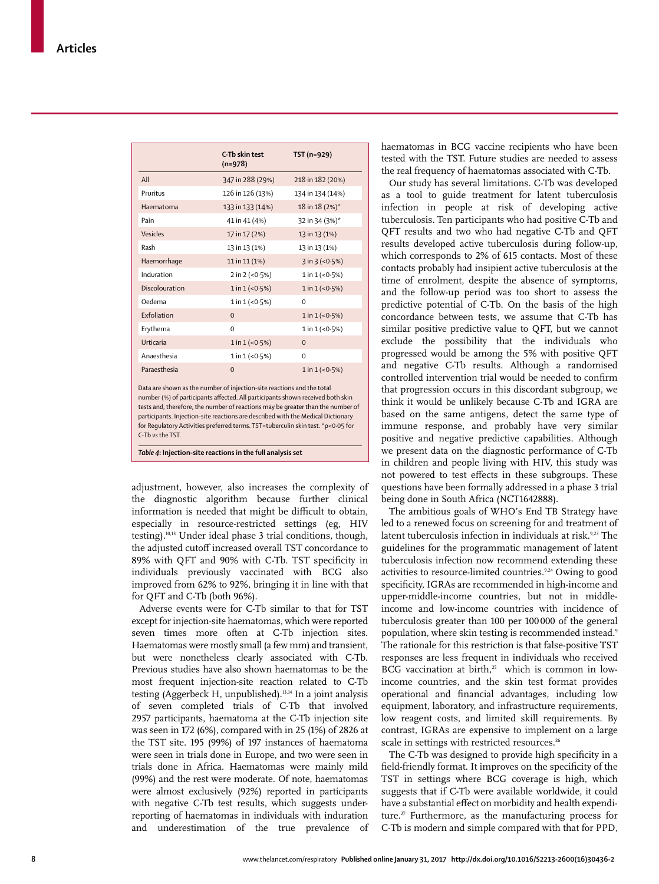| | C-Tb skin test (n=978) | TST (n=929) |
|---|---|---|
| All | 347 in 288 (29%) | 218 in 182 (20%) |
| Pruritus | 126 in 126 (13%) | 134 in 134 (14%) |
| Haematoma | 133 in 133 (14%) | 18 in 18 (2%)* |
| Pain | 41 in 41 (4%) | 32 in 34 (3%)* |
| Vesicles | 17 in 17 (2%) | 13 in 13 (1%) |
| Rash | 13 in 13 (1%) | 13 in 13 (1%) |
| Haemorrhage | 11 in 11 (1%) | 3 in 3 (<0·5%) |
| Induration | 2 in 2 (<0·5%) | 1 in 1 (<0·5%) |
| Discolouration | 1 in 1 (<0·5%) | 1 in 1 (<0·5%) |
| Oedema | 1 in 1 (<0·5%) | 0 |
| Exfoliation | 0 | 1 in 1 (<0·5%) |
| Erythema | 0 | 1 in 1 (<0·5%) |
| Urticaria | 1 in 1 (<0·5%) | 0 |
| Anaesthesia | 1 in 1 (<0·5%) | 0 |
| Paraesthesia | 0 | 1 in 1 (<0·5%) |

Data are shown as the number of injection-site reactions and the total number (%) of participants affected. All participants shown received both skin tests and, therefore, the number of reactions may be greater than the number of participants. Injection-site reactions are described with the Medical Dictionary for Regulatory Activities preferred terms. TST=tuberculin skin test. *p<0·05 for C-Tb *vs* the TST.

***Table 4:*** **Injection-site reactions in the full analysis set**

adjustment, however, also increases the complexity of the diagnostic algorithm because further clinical information is needed that might be difficult to obtain, especially in resource-restricted settings (eg, HIV testing).[10,13] Under ideal phase 3 trial conditions, though, the adjusted cutoff increased overall TST concordance to 89% with QFT and 90% with C-Tb. TST specificity in individuals previously vaccinated with BCG also improved from 62% to 92%, bringing it in line with that for QFT and C-Tb (both 96%).

Adverse events were for C-Tb similar to that for TST except for injection-site haematomas, which were reported seven times more often at C-Tb injection sites. Haematomas were mostly small (a few mm) and transient, but were nonetheless clearly associated with C-Tb. Previous studies have also shown haematomas to be the most frequent injection-site reaction related to C-Tb testing (Aggerbeck H, unpublished).[13,14] In a joint analysis of seven completed trials of C-Tb that involved 2957 participants, haematoma at the C-Tb injection site was seen in 172 (6%), compared with in 25 (1%) of 2826 at the TST site. 195 (99%) of 197 instances of haematoma were seen in trials done in Europe, and two were seen in trials done in Africa. Haematomas were mainly mild (99%) and the rest were moderate. Of note, haematomas were almost exclusively (92%) reported in participants with negative C-Tb test results, which suggests under-reporting of haematomas in individuals with induration and underestimation of the true prevalence of haematomas in BCG vaccine recipients who have been tested with the TST. Future studies are needed to assess the real frequency of haematomas associated with C-Tb.

Our study has several limitations. C-Tb was developed as a tool to guide treatment for latent tuberculosis infection in people at risk of developing active tuberculosis. Ten participants who had positive C-Tb and QFT results and two who had negative C-Tb and QFT results developed active tuberculosis during follow-up, which corresponds to 2% of 615 contacts. Most of these contacts probably had insipient active tuberculosis at the time of enrolment, despite the absence of symptoms, and the follow-up period was too short to assess the predictive potential of C-Tb. On the basis of the high concordance between tests, we assume that C-Tb has similar positive predictive value to QFT, but we cannot exclude the possibility that the individuals who progressed would be among the 5% with positive QFT and negative C-Tb results. Although a randomised controlled intervention trial would be needed to confirm that progression occurs in this discordant subgroup, we think it would be unlikely because C-Tb and IGRA are based on the same antigens, detect the same type of immune response, and probably have very similar positive and negative predictive capabilities. Although we present data on the diagnostic performance of C-Tb in children and people living with HIV, this study was not powered to test effects in these subgroups. These questions have been formally addressed in a phase 3 trial being done in South Africa (NCT1642888).

The ambitious goals of WHO's End TB Strategy have led to a renewed focus on screening for and treatment of latent tuberculosis infection in individuals at risk.[9,23] The guidelines for the programmatic management of latent tuberculosis infection now recommend extending these activities to resource-limited countries.[9,24] Owing to good specificity, IGRAs are recommended in high-income and upper-middle-income countries, but not in middle-income and low-income countries with incidence of tuberculosis greater than 100 per 100 000 of the general population, where skin testing is recommended instead.[9] The rationale for this restriction is that false-positive TST responses are less frequent in individuals who received BCG vaccination at birth,[25] which is common in low-income countries, and the skin test format provides operational and financial advantages, including low equipment, laboratory, and infrastructure requirements, low reagent costs, and limited skill requirements. By contrast, IGRAs are expensive to implement on a large scale in settings with restricted resources.[26]

The C-Tb was designed to provide high specificity in a field-friendly format. It improves on the specificity of the TST in settings where BCG coverage is high, which suggests that if C-Tb were available worldwide, it could have a substantial effect on morbidity and health expenditure.[27] Furthermore, as the manufacturing process for C-Tb is modern and simple compared with that for PPD,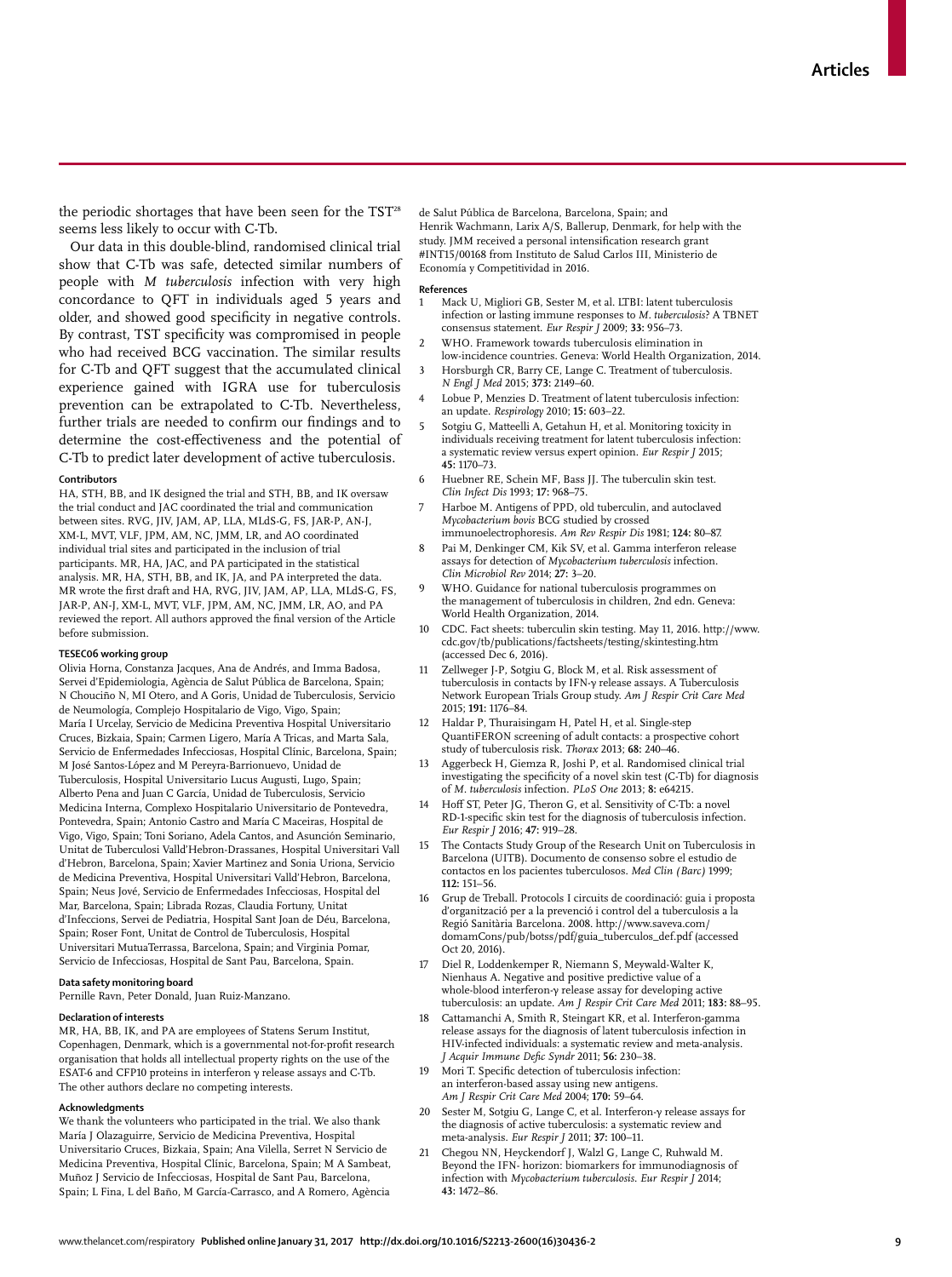the periodic shortages that have been seen for the TST[28] seems less likely to occur with C-Tb.

Our data in this double-blind, randomised clinical trial show that C-Tb was safe, detected similar numbers of people with *M tuberculosis* infection with very high concordance to QFT in individuals aged 5 years and older, and showed good specificity in negative controls. By contrast, TST specificity was compromised in people who had received BCG vaccination. The similar results for C-Tb and QFT suggest that the accumulated clinical experience gained with IGRA use for tuberculosis prevention can be extrapolated to C-Tb. Nevertheless, further trials are needed to confirm our findings and to determine the cost-effectiveness and the potential of C-Tb to predict later development of active tuberculosis.

#### Contributors

HA, STH, BB, and IK designed the trial and STH, BB, and IK oversaw the trial conduct and JAC coordinated the trial and communication between sites. RVG, JIV, JAM, AP, LLA, MLdS-G, FS, JAR-P, AN-J, XM-L, MVT, VLF, JPM, AM, NC, JMM, LR, and AO coordinated individual trial sites and participated in the inclusion of trial participants. MR, HA, JAC, and PA participated in the statistical analysis. MR, HA, STH, BB, and IK, JA, and PA interpreted the data. MR wrote the first draft and HA, RVG, JIV, JAM, AP, LLA, MLdS-G, FS, JAR-P, AN-J, XM-L, MVT, VLF, JPM, AM, NC, JMM, LR, AO, and PA reviewed the report. All authors approved the final version of the Article before submission.

#### TESEC06 working group

Olivia Horna, Constanza Jacques, Ana de Andrés, and Imma Badosa, Servei d'Epidemiologia, Agència de Salut Pública de Barcelona, Spain; N Chouciño N, MI Otero, and A Goris, Unidad de Tuberculosis, Servicio de Neumología, Complejo Hospitalario de Vigo, Vigo, Spain; María I Urcelay, Servicio de Medicina Preventiva Hospital Universitario Cruces, Bizkaia, Spain; Carmen Ligero, María A Tricas, and Marta Sala, Servicio de Enfermedades Infecciosas, Hospital Clínic, Barcelona, Spain; M José Santos-López and M Pereyra-Barrionuevo, Unidad de Tuberculosis, Hospital Universitario Lucus Augusti, Lugo, Spain; Alberto Pena and Juan C García, Unidad de Tuberculosis, Servicio Medicina Interna, Complexo Hospitalario Universitario de Pontevedra, Pontevedra, Spain; Antonio Castro and María C Maceiras, Hospital de Vigo, Vigo, Spain; Toni Soriano, Adela Cantos, and Asunción Seminario, Unitat de Tuberculosi Valld'Hebron-Drassanes, Hospital Universitari Vall d'Hebron, Barcelona, Spain; Xavier Martinez and Sonia Uriona, Servicio de Medicina Preventiva, Hospital Universitari Valld'Hebron, Barcelona, Spain; Neus Jové, Servicio de Enfermedades Infecciosas, Hospital del Mar, Barcelona, Spain; Librada Rozas, Claudia Fortuny, Unitat d'Infeccions, Servei de Pediatria, Hospital Sant Joan de Déu, Barcelona, Spain; Roser Font, Unitat de Control de Tuberculosis, Hospital Universitari MutuaTerrassa, Barcelona, Spain; and Virginia Pomar, Servicio de Infecciosas, Hospital de Sant Pau, Barcelona, Spain.

#### Data safety monitoring board

Pernille Ravn, Peter Donald, Juan Ruiz-Manzano.

#### Declaration of interests

MR, HA, BB, IK, and PA are employees of Statens Serum Institut, Copenhagen, Denmark, which is a governmental not-for-profit research organisation that holds all intellectual property rights on the use of the ESAT-6 and CFP10 proteins in interferon γ release assays and C-Tb. The other authors declare no competing interests.

#### Acknowledgments

We thank the volunteers who participated in the trial. We also thank María J Olazaguirre, Servicio de Medicina Preventiva, Hospital Universitario Cruces, Bizkaia, Spain; Ana Vilella, Serret N Servicio de Medicina Preventiva, Hospital Clínic, Barcelona, Spain; M A Sambeat, Muñoz J Servicio de Infecciosas, Hospital de Sant Pau, Barcelona, Spain; L Fina, L del Baño, M García-Carrasco, and A Romero, Agència de Salut Pública de Barcelona, Barcelona, Spain; and Henrik Wachmann, Larix A/S, Ballerup, Denmark, for help with the study. JMM received a personal intensification research grant #INT15/00168 from Instituto de Salud Carlos III, Ministerio de Economía y Competitividad in 2016.

#### References

1. Mack U, Migliori GB, Sester M, et al. LTBI: latent tuberculosis infection or lasting immune responses to *M. tuberculosis*? A TBNET consensus statement. *Eur Respir J* 2009; **33:** 956–73.
2. WHO. Framework towards tuberculosis elimination in low-incidence countries. Geneva: World Health Organization, 2014.
3. Horsburgh CR, Barry CE, Lange C. Treatment of tuberculosis. *N Engl J Med* 2015; **373:** 2149–60.
4. Lobue P, Menzies D. Treatment of latent tuberculosis infection: an update. *Respirology* 2010; **15:** 603–22.
5. Sotgiu G, Matteelli A, Getahun H, et al. Monitoring toxicity in individuals receiving treatment for latent tuberculosis infection: a systematic review versus expert opinion. *Eur Respir J* 2015; **45:** 1170–73.
6. Huebner RE, Schein MF, Bass JJ. The tuberculin skin test. *Clin Infect Dis* 1993; **17:** 968–75.
7. Harboe M. Antigens of PPD, old tuberculin, and autoclaved *Mycobacterium bovis* BCG studied by crossed immunoelectrophoresis. *Am Rev Respir Dis* 1981; **124:** 80–87.
8. Pai M, Denkinger CM, Kik SV, et al. Gamma interferon release assays for detection of *Mycobacterium tuberculosis* infection. *Clin Microbiol Rev* 2014; **27:** 3–20.
9. WHO. Guidance for national tuberculosis programmes on the management of tuberculosis in children, 2nd edn. Geneva: World Health Organization, 2014.
10. CDC. Fact sheets: tuberculin skin testing. May 11, 2016. http://www.cdc.gov/tb/publications/factsheets/testing/skintesting.htm (accessed Dec 6, 2016).
11. Zellweger J-P, Sotgiu G, Block M, et al. Risk assessment of tuberculosis in contacts by IFN-γ release assays. A Tuberculosis Network European Trials Group study. *Am J Respir Crit Care Med* 2015; **191:** 1176–84.
12. Haldar P, Thuraisingam H, Patel H, et al. Single-step QuantiFERON screening of adult contacts: a prospective cohort study of tuberculosis risk. *Thorax* 2013; **68:** 240–46.
13. Aggerbeck H, Giemza R, Joshi P, et al. Randomised clinical trial investigating the specificity of a novel skin test (C-Tb) for diagnosis of *M. tuberculosis* infection. *PLoS One* 2013; **8:** e64215.
14. Hoff ST, Peter JG, Theron G, et al. Sensitivity of C-Tb: a novel RD-1-specific skin test for the diagnosis of tuberculosis infection. *Eur Respir J* 2016; **47:** 919–28.
15. The Contacts Study Group of the Research Unit on Tuberculosis in Barcelona (UITB). Documento de consenso sobre el estudio de contactos en los pacientes tuberculosos. *Med Clin (Barc)* 1999; **112:** 151–56.
16. Grup de Treball. Protocols I circuits de coordinació: guia i proposta d'organització per a la prevenció i control del a tuberculosis a la Regió Sanitària Barcelona. 2008. http://www.saveva.com/domamCons/pub/botss/pdf/guia_tuberculos_def.pdf (accessed Oct 20, 2016).
17. Diel R, Loddenkemper R, Niemann S, Meywald-Walter K, Nienhaus A. Negative and positive predictive value of a whole-blood interferon-γ release assay for developing active tuberculosis: an update. *Am J Respir Crit Care Med* 2011; **183:** 88–95.
18. Cattamanchi A, Smith R, Steingart KR, et al. Interferon-gamma release assays for the diagnosis of latent tuberculosis infection in HIV-infected individuals: a systematic review and meta-analysis. *J Acquir Immune Defic Syndr* 2011; **56:** 230–38.
19. Mori T. Specific detection of tuberculosis infection: an interferon-based assay using new antigens. *Am J Respir Crit Care Med* 2004; **170:** 59–64.
20. Sester M, Sotgiu G, Lange C, et al. Interferon-γ release assays for the diagnosis of active tuberculosis: a systematic review and meta-analysis. *Eur Respir J* 2011; **37:** 100–11.
21. Chegou NN, Heyckendorf J, Walzl G, Lange C, Ruhwald M. Beyond the IFN- horizon: biomarkers for immunodiagnosis of infection with *Mycobacterium tuberculosis*. *Eur Respir J* 2014; **43:** 1472–86.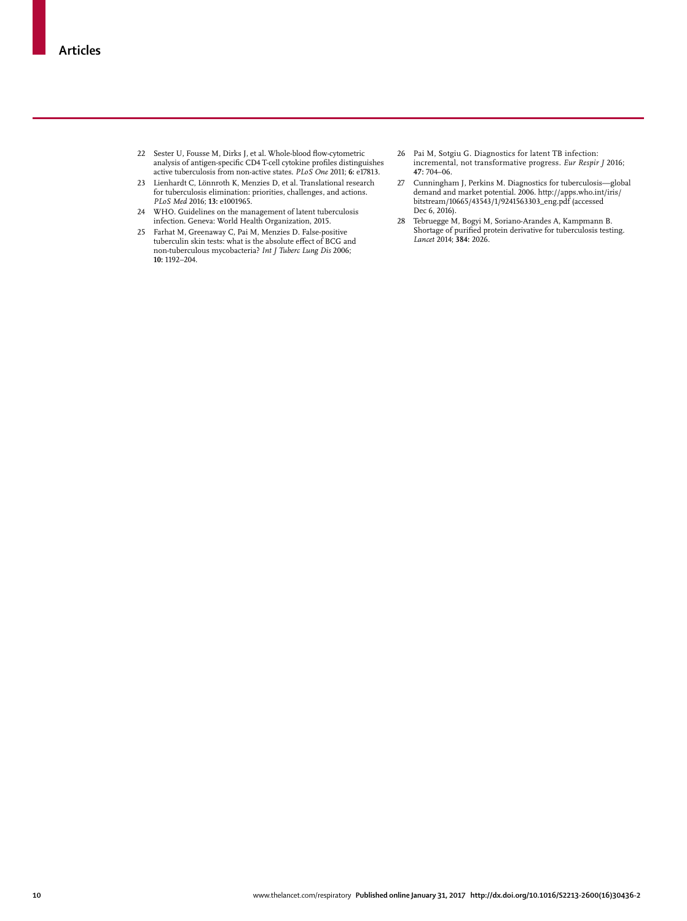22 Sester U, Fousse M, Dirks J, et al. Whole-blood flow-cytometric analysis of antigen-specific CD4 T-cell cytokine profiles distinguishes active tuberculosis from non-active states. *PLoS One* 2011; **6:** e17813.

23 Lienhardt C, Lönnroth K, Menzies D, et al. Translational research for tuberculosis elimination: priorities, challenges, and actions. *PLoS Med* 2016; **13:** e1001965.

24 WHO. Guidelines on the management of latent tuberculosis infection. Geneva: World Health Organization, 2015.

25 Farhat M, Greenaway C, Pai M, Menzies D. False-positive tuberculin skin tests: what is the absolute effect of BCG and non-tuberculous mycobacteria? *Int J Tuberc Lung Dis* 2006; **10:** 1192–204.

26 Pai M, Sotgiu G. Diagnostics for latent TB infection: incremental, not transformative progress. *Eur Respir J* 2016; **47:** 704–06.

27 Cunningham J, Perkins M. Diagnostics for tuberculosis—global demand and market potential. 2006. http://apps.who.int/iris/bitstream/10665/43543/1/9241563303_eng.pdf (accessed Dec 6, 2016).

28 Tebruegge M, Bogyi M, Soriano-Arandes A, Kampmann B. Shortage of purified protein derivative for tuberculosis testing. *Lancet* 2014; **384:** 2026.